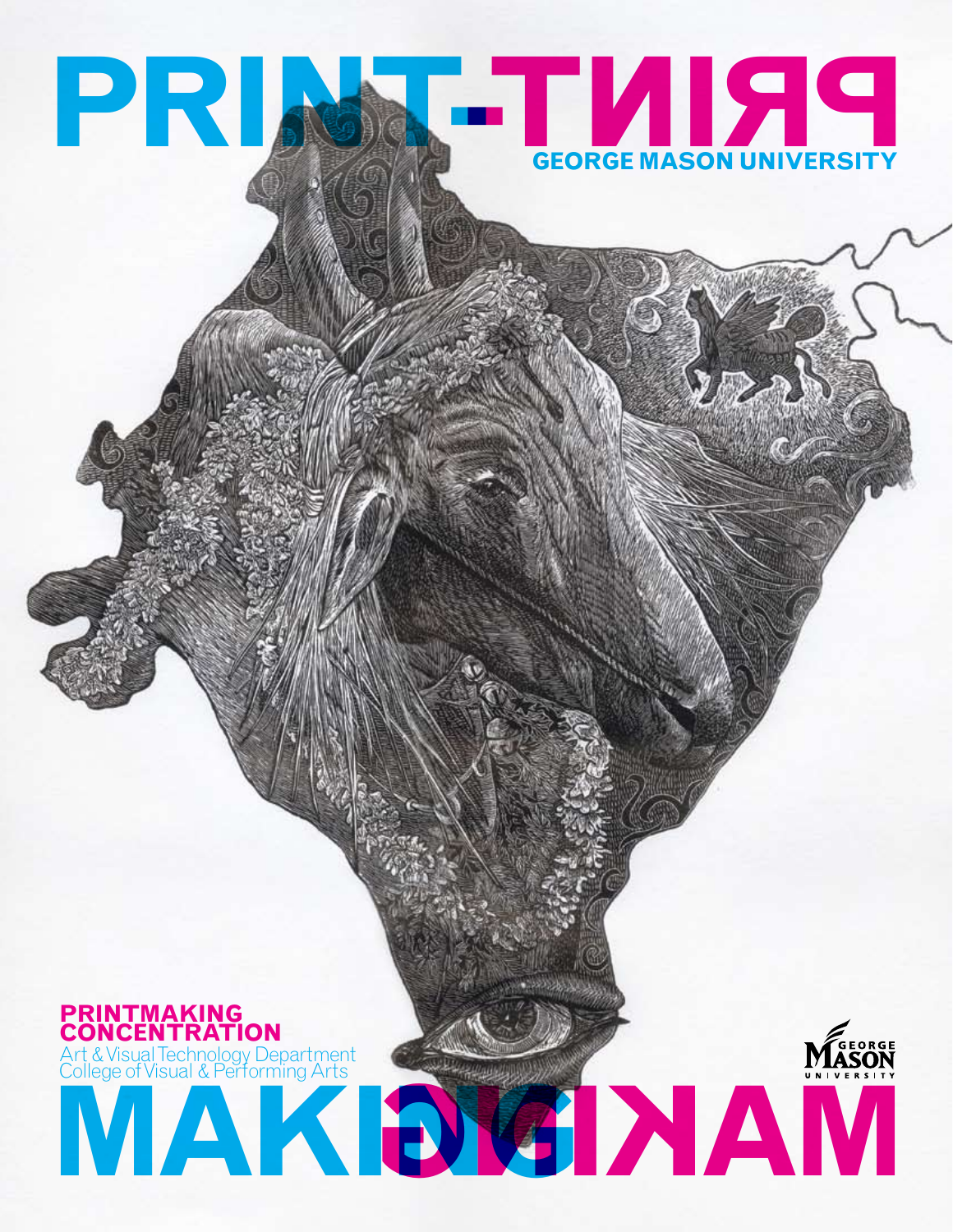# PRINT-PRINT

**GEORGE MASON UNIVERSITY**

**PRINTMAKING CONCENTRATION**

Art & Visual Technology Department
College of Visual & Performing Arts

# MAKING-MAKING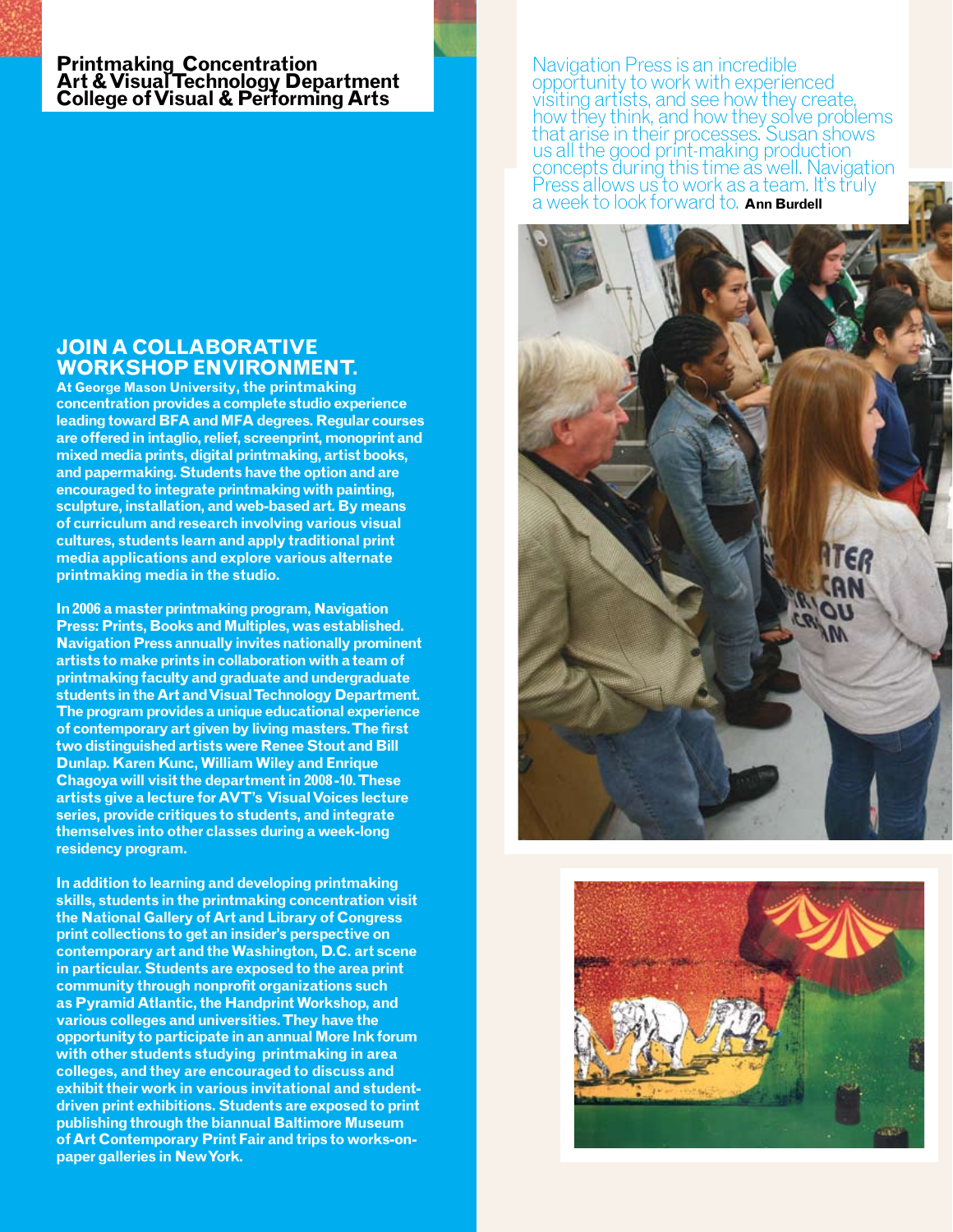**Printmaking Concentration**
**Art & Visual Technology Department**
**College of Visual & Performing Arts**

Navigation Press is an incredible opportunity to work with experienced visiting artists, and see how they create, how they think, and how they solve problems that arise in their processes. Susan shows us all the good print-making production concepts during this time as well. Navigation Press allows us to work as a team. It's truly a week to look forward to. **Ann Burdell**

## JOIN A COLLABORATIVE WORKSHOP ENVIRONMENT.

**At George Mason University, the printmaking concentration provides a complete studio experience leading toward BFA and MFA degrees. Regular courses are offered in intaglio, relief, screenprint, monoprint and mixed media prints, digital printmaking, artist books, and papermaking. Students have the option and are encouraged to integrate printmaking with painting, sculpture, installation, and web-based art. By means of curriculum and research involving various visual cultures, students learn and apply traditional print media applications and explore various alternate printmaking media in the studio.**

**In 2006 a master printmaking program, Navigation Press: Prints, Books and Multiples, was established. Navigation Press annually invites nationally prominent artists to make prints in collaboration with a team of printmaking faculty and graduate and undergraduate students in the Art and Visual Technology Department. The program provides a unique educational experience of contemporary art given by living masters. The first two distinguished artists were Renee Stout and Bill Dunlap. Karen Kunc, William Wiley and Enrique Chagoya will visit the department in 2008-10. These artists give a lecture for AVT's Visual Voices lecture series, provide critiques to students, and integrate themselves into other classes during a week-long residency program.**

**In addition to learning and developing printmaking skills, students in the printmaking concentration visit the National Gallery of Art and Library of Congress print collections to get an insider's perspective on contemporary art and the Washington, D.C. art scene in particular. Students are exposed to the area print community through nonprofit organizations such as Pyramid Atlantic, the Handprint Workshop, and various colleges and universities. They have the opportunity to participate in an annual More Ink forum with other students studying printmaking in area colleges, and they are encouraged to discuss and exhibit their work in various invitational and student-driven print exhibitions. Students are exposed to print publishing through the biannual Baltimore Museum of Art Contemporary Print Fair and trips to works-on-paper galleries in New York.**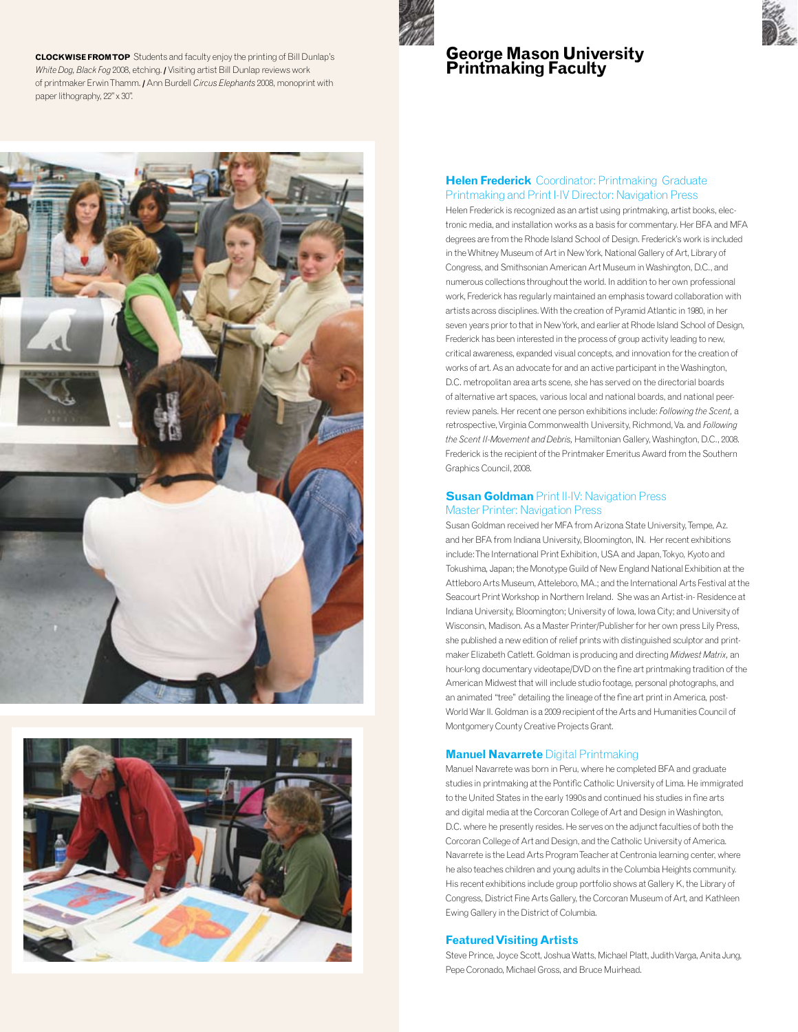**CLOCKWISE FROM TOP** Students and faculty enjoy the printing of Bill Dunlap's *White Dog, Black Fog* 2008, etching. / Visiting artist Bill Dunlap reviews work of printmaker Erwin Thamm. / Ann Burdell *Circus Elephants* 2008, monoprint with paper lithography, 22" x 30".

# George Mason University Printmaking Faculty

### **Helen Frederick** Coordinator: Printmaking Graduate Printmaking and Print I-IV Director: Navigation Press

Helen Frederick is recognized as an artist using printmaking, artist books, electronic media, and installation works as a basis for commentary. Her BFA and MFA degrees are from the Rhode Island School of Design. Frederick's work is included in the Whitney Museum of Art in New York, National Gallery of Art, Library of Congress, and Smithsonian American Art Museum in Washington, D.C., and numerous collections throughout the world. In addition to her own professional work, Frederick has regularly maintained an emphasis toward collaboration with artists across disciplines. With the creation of Pyramid Atlantic in 1980, in her seven years prior to that in New York, and earlier at Rhode Island School of Design, Frederick has been interested in the process of group activity leading to new, critical awareness, expanded visual concepts, and innovation for the creation of works of art. As an advocate for and an active participant in the Washington, D.C. metropolitan area arts scene, she has served on the directorial boards of alternative art spaces, various local and national boards, and national peer-review panels. Her recent one person exhibitions include: *Following the Scent*, a retrospective, Virginia Commonwealth University, Richmond, Va. and *Following the Scent II-Movement and Debris*, Hamiltonian Gallery, Washington, D.C., 2008. Frederick is the recipient of the Printmaker Emeritus Award from the Southern Graphics Council, 2008.

### **Susan Goldman** Print II-IV: Navigation Press Master Printer: Navigation Press

Susan Goldman received her MFA from Arizona State University, Tempe, Az. and her BFA from Indiana University, Bloomington, IN. Her recent exhibitions include: The International Print Exhibition, USA and Japan, Tokyo, Kyoto and Tokushima, Japan; the Monotype Guild of New England National Exhibition at the Attleboro Arts Museum, Atteleboro, MA.; and the International Arts Festival at the Seacourt Print Workshop in Northern Ireland. She was an Artist-in- Residence at Indiana University, Bloomington; University of Iowa, Iowa City; and University of Wisconsin, Madison. As a Master Printer/Publisher for her own press Lily Press, she published a new edition of relief prints with distinguished sculptor and printmaker Elizabeth Catlett. Goldman is producing and directing *Midwest Matrix*, an hour-long documentary videotape/DVD on the fine art printmaking tradition of the American Midwest that will include studio footage, personal photographs, and an animated "tree" detailing the lineage of the fine art print in America, post-World War II. Goldman is a 2009 recipient of the Arts and Humanities Council of Montgomery County Creative Projects Grant.

### **Manuel Navarrete** Digital Printmaking

Manuel Navarrete was born in Peru, where he completed BFA and graduate studies in printmaking at the Pontific Catholic University of Lima. He immigrated to the United States in the early 1990s and continued his studies in fine arts and digital media at the Corcoran College of Art and Design in Washington, D.C. where he presently resides. He serves on the adjunct faculties of both the Corcoran College of Art and Design, and the Catholic University of America. Navarrete is the Lead Arts Program Teacher at Centronia learning center, where he also teaches children and young adults in the Columbia Heights community. His recent exhibitions include group portfolio shows at Gallery K, the Library of Congress, District Fine Arts Gallery, the Corcoran Museum of Art, and Kathleen Ewing Gallery in the District of Columbia.

### **Featured Visiting Artists**

Steve Prince, Joyce Scott, Joshua Watts, Michael Platt, Judith Varga, Anita Jung, Pepe Coronado, Michael Gross, and Bruce Muirhead.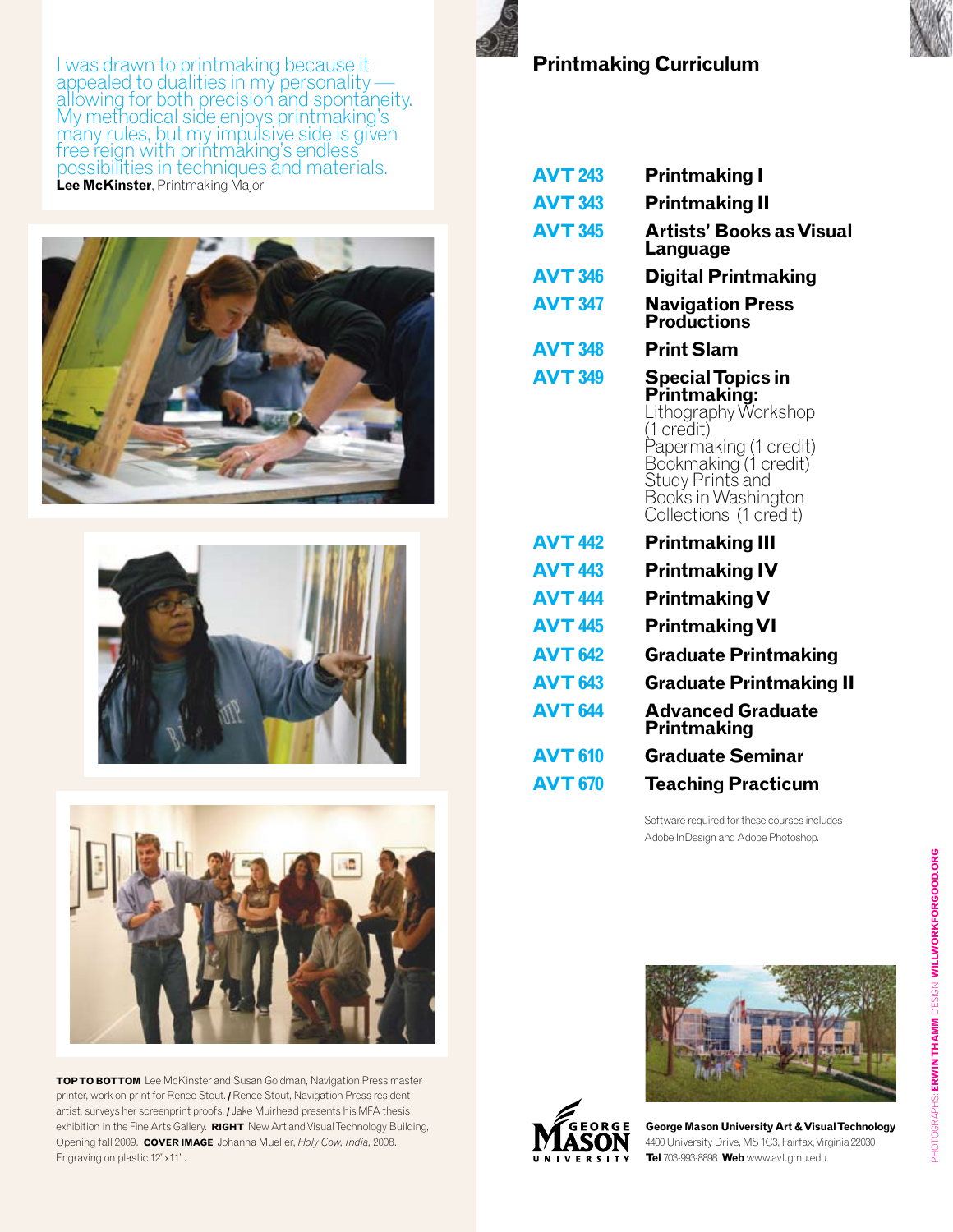I was drawn to printmaking because it appealed to dualities in my personality — allowing for both precision and spontaneity. My methodical side enjoys printmaking's many rules, but my impulsive side is given free reign with printmaking's endless possibilities in techniques and materials.
**Lee McKinster**, Printmaking Major

**TOP TO BOTTOM** Lee McKinster and Susan Goldman, Navigation Press master printer, work on print for Renee Stout. / Renee Stout, Navigation Press resident artist, surveys her screenprint proofs. / Jake Muirhead presents his MFA thesis exhibition in the Fine Arts Gallery. **RIGHT** New Art and Visual Technology Building, Opening fall 2009. **COVER IMAGE** Johanna Mueller, *Holy Cow, India,* 2008. Engraving on plastic 12"x11".

## Printmaking Curriculum

| | |
|---|---|
| **AVT 243** | **Printmaking I** |
| **AVT 343** | **Printmaking II** |
| **AVT 345** | **Artists' Books as Visual Language** |
| **AVT 346** | **Digital Printmaking** |
| **AVT 347** | **Navigation Press Productions** |
| **AVT 348** | **Print Slam** |
| **AVT 349** | **Special Topics in Printmaking:** Lithography Workshop (1 credit) Papermaking (1 credit) Bookmaking (1 credit) Study Prints and Books in Washington Collections (1 credit) |
| **AVT 442** | **Printmaking III** |
| **AVT 443** | **Printmaking IV** |
| **AVT 444** | **Printmaking V** |
| **AVT 445** | **Printmaking VI** |
| **AVT 642** | **Graduate Printmaking** |
| **AVT 643** | **Graduate Printmaking II** |
| **AVT 644** | **Advanced Graduate Printmaking** |
| **AVT 610** | **Graduate Seminar** |
| **AVT 670** | **Teaching Practicum** |

Software required for these courses includes Adobe InDesign and Adobe Photoshop.

GEORGE MASON UNIVERSITY

**George Mason University Art & Visual Technology**
4400 University Drive, MS 1C3, Fairfax, Virginia 22030
**Tel** 703-993-8898 **Web** www.avt.gmu.edu

PHOTOGRAPHS: **ERWIN THAMM** DESIGN: **WILLWORKFORGOOD.ORG**